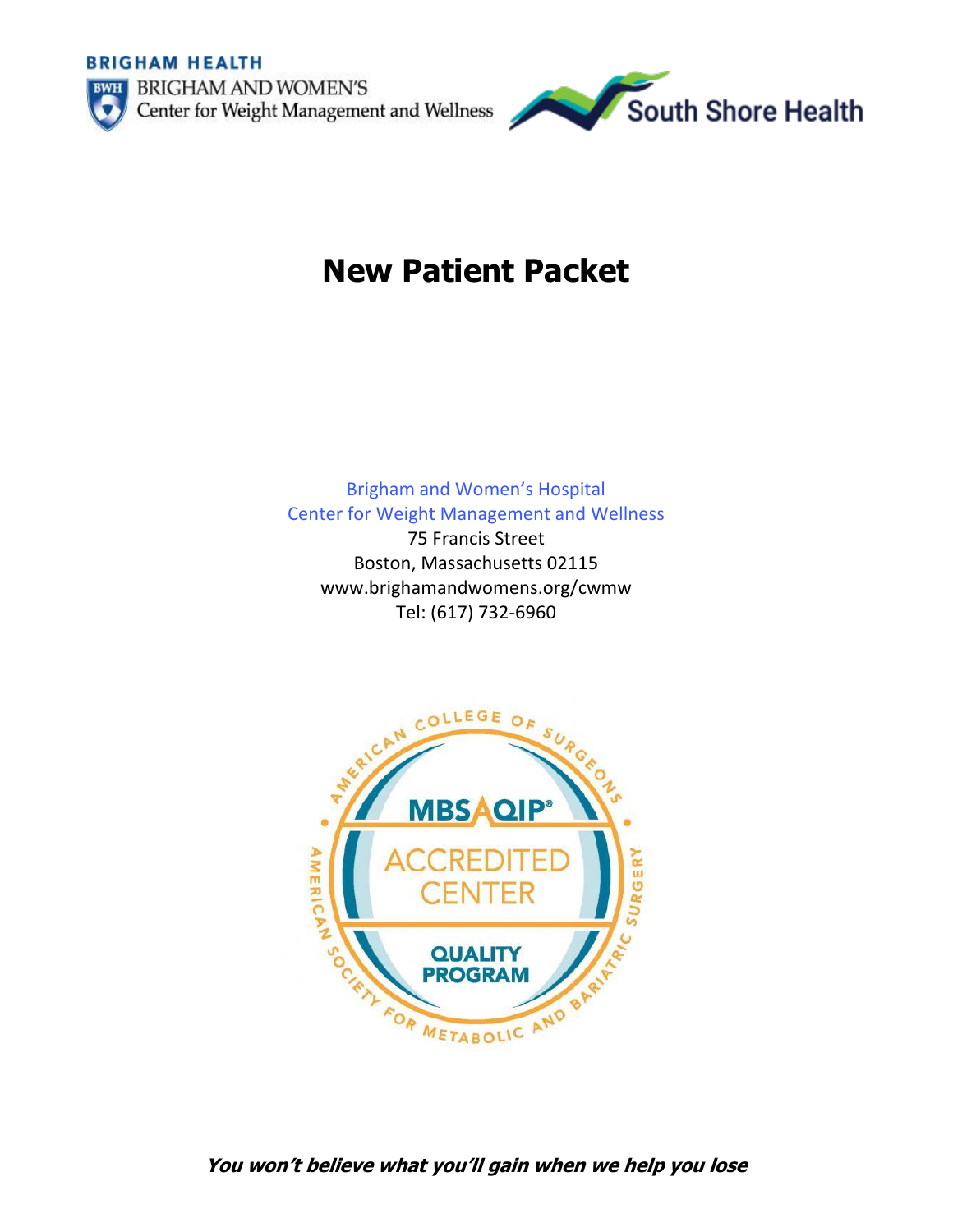BRIGHAM HEALTH

BRIGHAM AND WOMEN'S
Center for Weight Management and Wellness

South Shore Health

# New Patient Packet

Brigham and Women's Hospital
Center for Weight Management and Wellness
75 Francis Street
Boston, Massachusetts 02115
www.brighamandwomens.org/cwmw
Tel: (617) 732-6960

AMERICAN COLLEGE OF SURGEONS
MBSAQIP®
ACCREDITED CENTER
QUALITY PROGRAM
AMERICAN SOCIETY FOR METABOLIC AND BARIATRIC SURGERY

***You won't believe what you'll gain when we help you lose***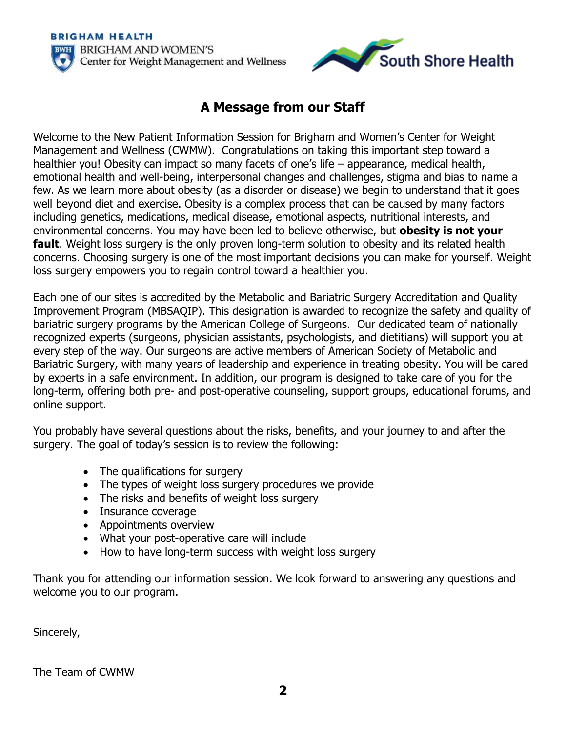## A Message from our Staff

Welcome to the New Patient Information Session for Brigham and Women's Center for Weight Management and Wellness (CWMW). Congratulations on taking this important step toward a healthier you! Obesity can impact so many facets of one's life – appearance, medical health, emotional health and well-being, interpersonal changes and challenges, stigma and bias to name a few. As we learn more about obesity (as a disorder or disease) we begin to understand that it goes well beyond diet and exercise. Obesity is a complex process that can be caused by many factors including genetics, medications, medical disease, emotional aspects, nutritional interests, and environmental concerns. You may have been led to believe otherwise, but **obesity is not your fault**. Weight loss surgery is the only proven long-term solution to obesity and its related health concerns. Choosing surgery is one of the most important decisions you can make for yourself. Weight loss surgery empowers you to regain control toward a healthier you.

Each one of our sites is accredited by the Metabolic and Bariatric Surgery Accreditation and Quality Improvement Program (MBSAQIP). This designation is awarded to recognize the safety and quality of bariatric surgery programs by the American College of Surgeons. Our dedicated team of nationally recognized experts (surgeons, physician assistants, psychologists, and dietitians) will support you at every step of the way. Our surgeons are active members of American Society of Metabolic and Bariatric Surgery, with many years of leadership and experience in treating obesity. You will be cared by experts in a safe environment. In addition, our program is designed to take care of you for the long-term, offering both pre- and post-operative counseling, support groups, educational forums, and online support.

You probably have several questions about the risks, benefits, and your journey to and after the surgery. The goal of today's session is to review the following:

- The qualifications for surgery
- The types of weight loss surgery procedures we provide
- The risks and benefits of weight loss surgery
- Insurance coverage
- Appointments overview
- What your post-operative care will include
- How to have long-term success with weight loss surgery

Thank you for attending our information session. We look forward to answering any questions and welcome you to our program.

Sincerely,

The Team of CWMW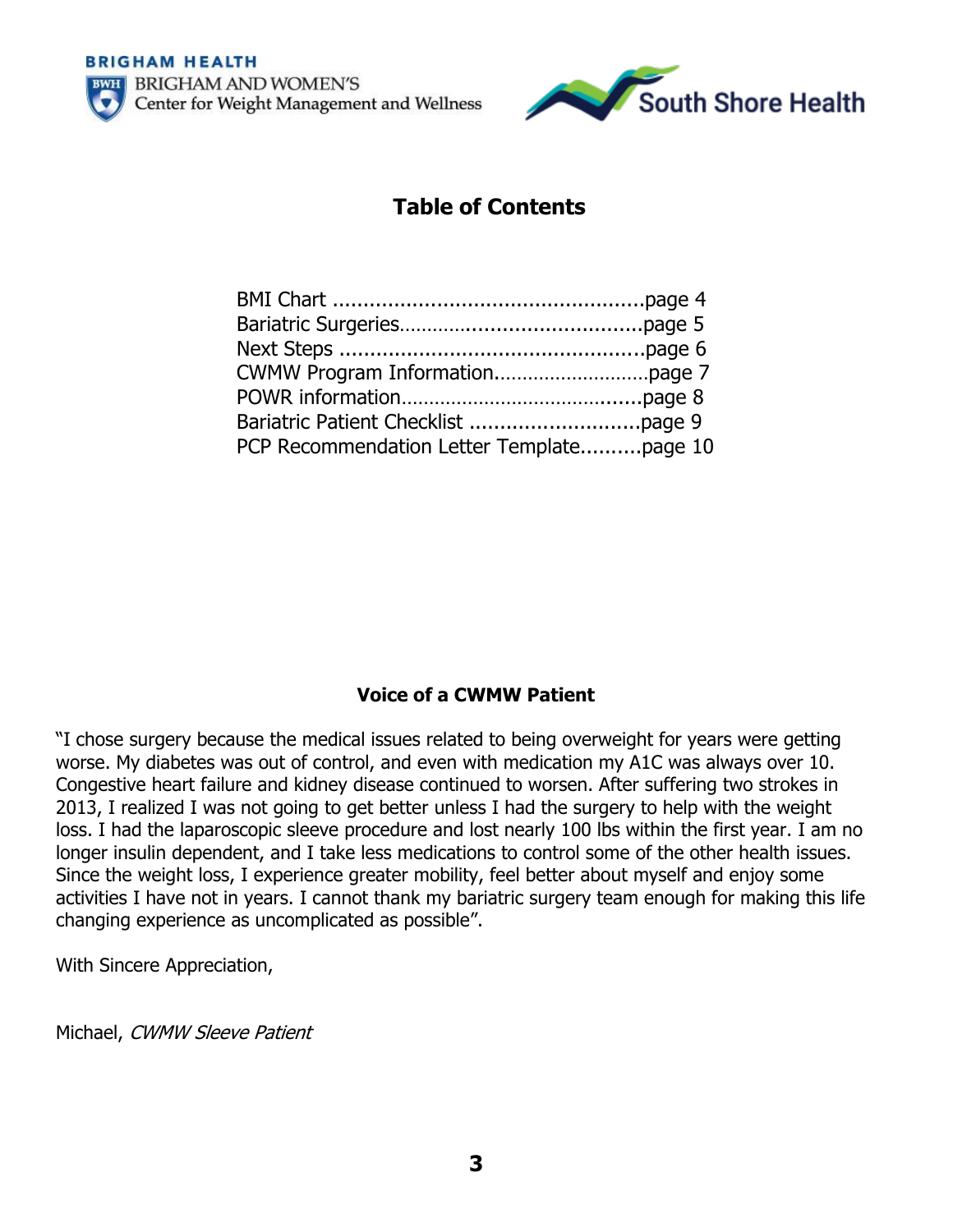BRIGHAM HEALTH
BRIGHAM AND WOMEN'S
Center for Weight Management and Wellness

South Shore Health

## Table of Contents

BMI Chart ..................................................page 4
Bariatric Surgeries.........................................page 5
Next Steps .................................................page 6
CWMW Program Information............................page 7
POWR information.........................................page 8
Bariatric Patient Checklist ............................page 9
PCP Recommendation Letter Template..........page 10

### Voice of a CWMW Patient

"I chose surgery because the medical issues related to being overweight for years were getting worse. My diabetes was out of control, and even with medication my A1C was always over 10. Congestive heart failure and kidney disease continued to worsen. After suffering two strokes in 2013, I realized I was not going to get better unless I had the surgery to help with the weight loss. I had the laparoscopic sleeve procedure and lost nearly 100 lbs within the first year. I am no longer insulin dependent, and I take less medications to control some of the other health issues. Since the weight loss, I experience greater mobility, feel better about myself and enjoy some activities I have not in years. I cannot thank my bariatric surgery team enough for making this life changing experience as uncomplicated as possible".

With Sincere Appreciation,

Michael, *CWMW Sleeve Patient*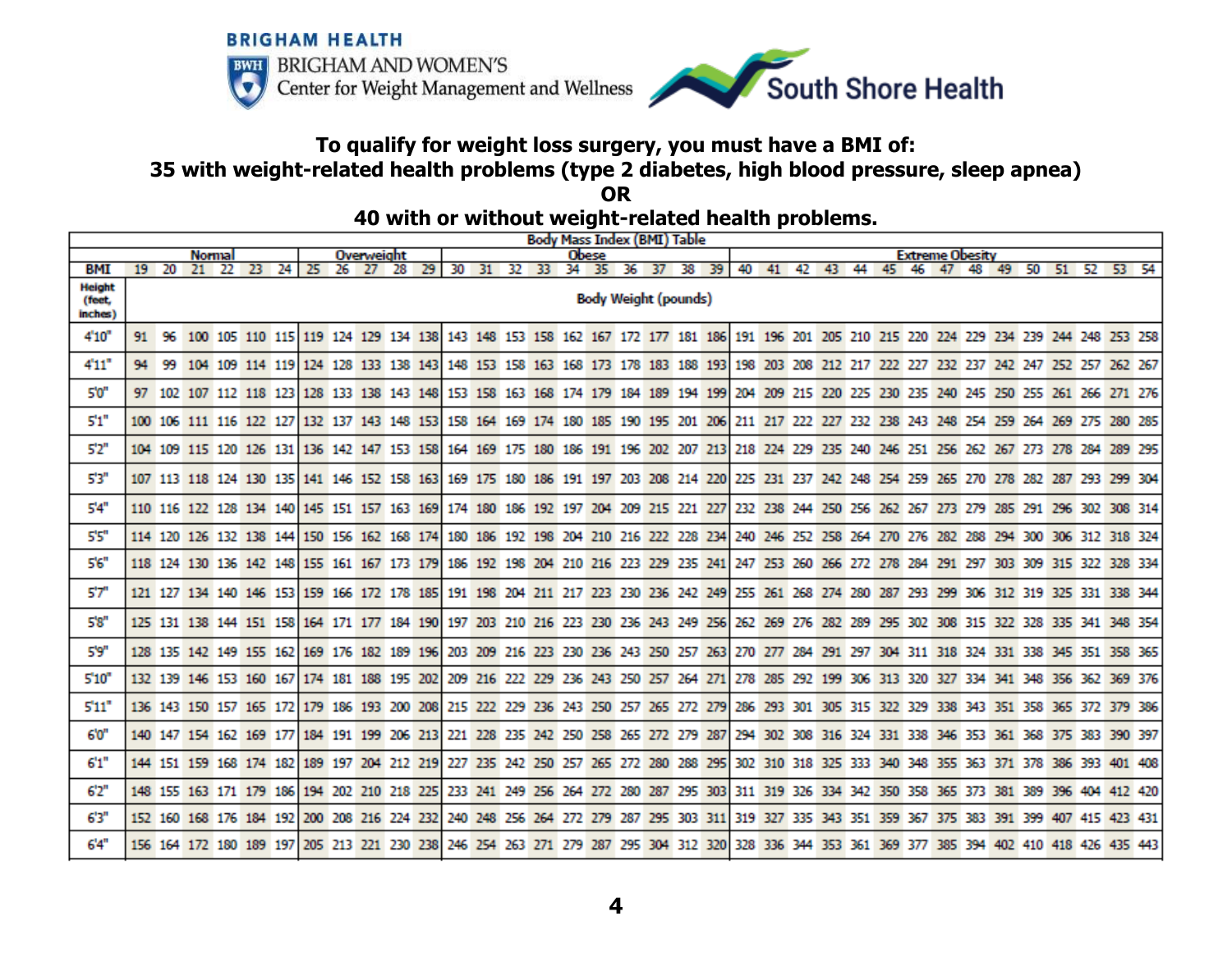BRIGHAM HEALTH

BRIGHAM AND WOMEN'S Center for Weight Management and Wellness

South Shore Health

**To qualify for weight loss surgery, you must have a BMI of:**
**35 with weight-related health problems (type 2 diabetes, high blood pressure, sleep apnea)**
**OR**
**40 with or without weight-related health problems.**

| Body Mass Index (BMI) Table | | | | | | | | | | | | | | | | | | | | | | | | | | | | | | | | | | | | |
|---|---|---|---|---|---|---|---|---|---|---|---|---|---|---|---|---|---|---|---|---|---|---|---|---|---|---|---|---|---|---|---|---|---|---|---|---|
| | Normal | | | | | | Overweight | | | | | Obese | | | | | | | | | | Extreme Obesity | | | | | | | | | | | | | | |
| BMI | 19 | 20 | 21 | 22 | 23 | 24 | 25 | 26 | 27 | 28 | 29 | 30 | 31 | 32 | 33 | 34 | 35 | 36 | 37 | 38 | 39 | 40 | 41 | 42 | 43 | 44 | 45 | 46 | 47 | 48 | 49 | 50 | 51 | 52 | 53 | 54 |
| Height (feet, inches) | Body Weight (pounds) | | | | | | | | | | | | | | | | | | | | | | | | | | | | | | | | | | | |
| 4'10" | 91 | 96 | 100 | 105 | 110 | 115 | 119 | 124 | 129 | 134 | 138 | 143 | 148 | 153 | 158 | 162 | 167 | 172 | 177 | 181 | 186 | 191 | 196 | 201 | 205 | 210 | 215 | 220 | 224 | 229 | 234 | 239 | 244 | 248 | 253 | 258 |
| 4'11" | 94 | 99 | 104 | 109 | 114 | 119 | 124 | 128 | 133 | 138 | 143 | 148 | 153 | 158 | 163 | 168 | 173 | 178 | 183 | 188 | 193 | 198 | 203 | 208 | 212 | 217 | 222 | 227 | 232 | 237 | 242 | 247 | 252 | 257 | 262 | 267 |
| 5'0" | 97 | 102 | 107 | 112 | 118 | 123 | 128 | 133 | 138 | 143 | 148 | 153 | 158 | 163 | 168 | 174 | 179 | 184 | 189 | 194 | 199 | 204 | 209 | 215 | 220 | 225 | 230 | 235 | 240 | 245 | 250 | 255 | 261 | 266 | 271 | 276 |
| 5'1" | 100 | 106 | 111 | 116 | 122 | 127 | 132 | 137 | 143 | 148 | 153 | 158 | 164 | 169 | 174 | 180 | 185 | 190 | 195 | 201 | 206 | 211 | 217 | 222 | 227 | 232 | 238 | 243 | 248 | 254 | 259 | 264 | 269 | 275 | 280 | 285 |
| 5'2" | 104 | 109 | 115 | 120 | 126 | 131 | 136 | 142 | 147 | 153 | 158 | 164 | 169 | 175 | 180 | 186 | 191 | 196 | 202 | 207 | 213 | 218 | 224 | 229 | 235 | 240 | 246 | 251 | 256 | 262 | 267 | 273 | 278 | 284 | 289 | 295 |
| 5'3" | 107 | 113 | 118 | 124 | 130 | 135 | 141 | 146 | 152 | 158 | 163 | 169 | 175 | 180 | 186 | 191 | 197 | 203 | 208 | 214 | 220 | 225 | 231 | 237 | 242 | 248 | 254 | 259 | 265 | 270 | 278 | 282 | 287 | 293 | 299 | 304 |
| 5'4" | 110 | 116 | 122 | 128 | 134 | 140 | 145 | 151 | 157 | 163 | 169 | 174 | 180 | 186 | 192 | 197 | 204 | 209 | 215 | 221 | 227 | 232 | 238 | 244 | 250 | 256 | 262 | 267 | 273 | 279 | 285 | 291 | 296 | 302 | 308 | 314 |
| 5'5" | 114 | 120 | 126 | 132 | 138 | 144 | 150 | 156 | 162 | 168 | 174 | 180 | 186 | 192 | 198 | 204 | 210 | 216 | 222 | 228 | 234 | 240 | 246 | 252 | 258 | 264 | 270 | 276 | 282 | 288 | 294 | 300 | 306 | 312 | 318 | 324 |
| 5'6" | 118 | 124 | 130 | 136 | 142 | 148 | 155 | 161 | 167 | 173 | 179 | 186 | 192 | 198 | 204 | 210 | 216 | 223 | 229 | 235 | 241 | 247 | 253 | 260 | 266 | 272 | 278 | 284 | 291 | 297 | 303 | 309 | 315 | 322 | 328 | 334 |
| 5'7" | 121 | 127 | 134 | 140 | 146 | 153 | 159 | 166 | 172 | 178 | 185 | 191 | 198 | 204 | 211 | 217 | 223 | 230 | 236 | 242 | 249 | 255 | 261 | 268 | 274 | 280 | 287 | 293 | 299 | 306 | 312 | 319 | 325 | 331 | 338 | 344 |
| 5'8" | 125 | 131 | 138 | 144 | 151 | 158 | 164 | 171 | 177 | 184 | 190 | 197 | 203 | 210 | 216 | 223 | 230 | 236 | 243 | 249 | 256 | 262 | 269 | 276 | 282 | 289 | 295 | 302 | 308 | 315 | 322 | 328 | 335 | 341 | 348 | 354 |
| 5'9" | 128 | 135 | 142 | 149 | 155 | 162 | 169 | 176 | 182 | 189 | 196 | 203 | 209 | 216 | 223 | 230 | 236 | 243 | 250 | 257 | 263 | 270 | 277 | 284 | 291 | 297 | 304 | 311 | 318 | 324 | 331 | 338 | 345 | 351 | 358 | 365 |
| 5'10" | 132 | 139 | 146 | 153 | 160 | 167 | 174 | 181 | 188 | 195 | 202 | 209 | 216 | 222 | 229 | 236 | 243 | 250 | 257 | 264 | 271 | 278 | 285 | 292 | 199 | 306 | 313 | 320 | 327 | 334 | 341 | 348 | 356 | 362 | 369 | 376 |
| 5'11" | 136 | 143 | 150 | 157 | 165 | 172 | 179 | 186 | 193 | 200 | 208 | 215 | 222 | 229 | 236 | 243 | 250 | 257 | 265 | 272 | 279 | 286 | 293 | 301 | 305 | 315 | 322 | 329 | 338 | 343 | 351 | 358 | 365 | 372 | 379 | 386 |
| 6'0" | 140 | 147 | 154 | 162 | 169 | 177 | 184 | 191 | 199 | 206 | 213 | 221 | 228 | 235 | 242 | 250 | 258 | 265 | 272 | 279 | 287 | 294 | 302 | 308 | 316 | 324 | 331 | 338 | 346 | 353 | 361 | 368 | 375 | 383 | 390 | 397 |
| 6'1" | 144 | 151 | 159 | 168 | 174 | 182 | 189 | 197 | 204 | 212 | 219 | 227 | 235 | 242 | 250 | 257 | 265 | 272 | 280 | 288 | 295 | 302 | 310 | 318 | 325 | 333 | 340 | 348 | 355 | 363 | 371 | 378 | 386 | 393 | 401 | 408 |
| 6'2" | 148 | 155 | 163 | 171 | 179 | 186 | 194 | 202 | 210 | 218 | 225 | 233 | 241 | 249 | 256 | 264 | 272 | 280 | 287 | 295 | 303 | 311 | 319 | 326 | 334 | 342 | 350 | 358 | 365 | 373 | 381 | 389 | 396 | 404 | 412 | 420 |
| 6'3" | 152 | 160 | 168 | 176 | 184 | 192 | 200 | 208 | 216 | 224 | 232 | 240 | 248 | 256 | 264 | 272 | 279 | 287 | 295 | 303 | 311 | 319 | 327 | 335 | 343 | 351 | 359 | 367 | 375 | 383 | 391 | 399 | 407 | 415 | 423 | 431 |
| 6'4" | 156 | 164 | 172 | 180 | 189 | 197 | 205 | 213 | 221 | 230 | 238 | 246 | 254 | 263 | 271 | 279 | 287 | 295 | 304 | 312 | 320 | 328 | 336 | 344 | 353 | 361 | 369 | 377 | 385 | 394 | 402 | 410 | 418 | 426 | 435 | 443 |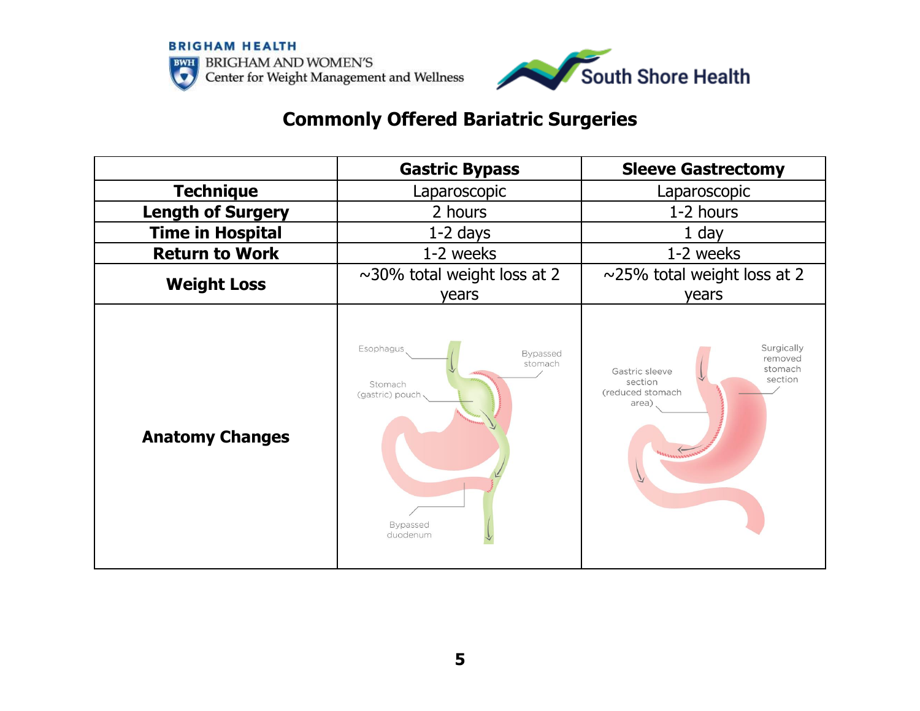BRIGHAM HEALTH
BRIGHAM AND WOMEN'S
Center for Weight Management and Wellness

South Shore Health

## Commonly Offered Bariatric Surgeries

| | Gastric Bypass | Sleeve Gastrectomy |
|---|---|---|
| **Technique** | Laparoscopic | Laparoscopic |
| **Length of Surgery** | 2 hours | 1-2 hours |
| **Time in Hospital** | 1-2 days | 1 day |
| **Return to Work** | 1-2 weeks | 1-2 weeks |
| **Weight Loss** | ~30% total weight loss at 2 years | ~25% total weight loss at 2 years |
| **Anatomy Changes** | Esophagus; Bypassed stomach; Stomach (gastric) pouch; Bypassed duodenum | Gastric sleeve section (reduced stomach area); Surgically removed stomach section |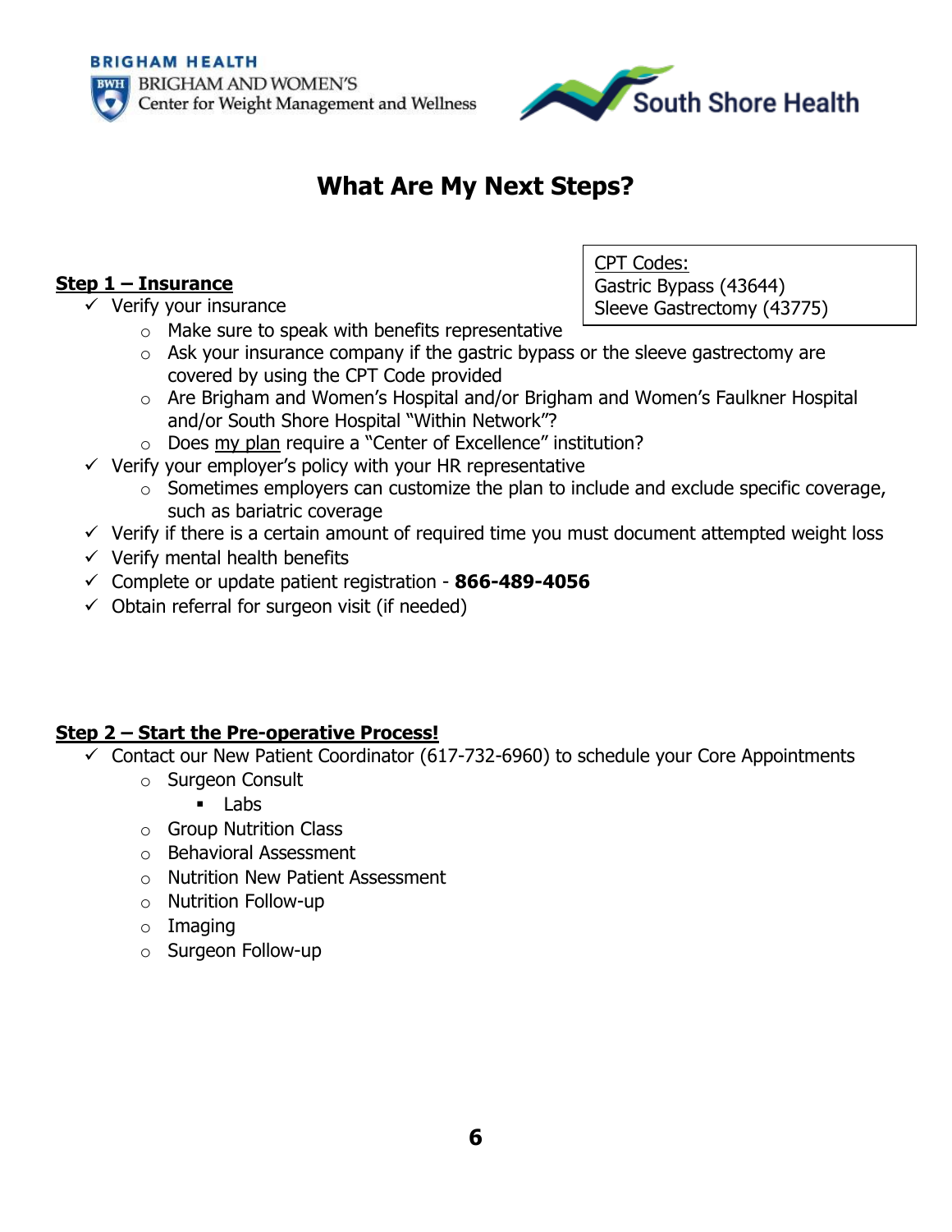BRIGHAM HEALTH
BRIGHAM AND WOMEN'S
Center for Weight Management and Wellness

South Shore Health

# What Are My Next Steps?

CPT Codes:
Gastric Bypass (43644)
Sleeve Gastrectomy (43775)

## Step 1 – Insurance

- ✓ Verify your insurance
  - Make sure to speak with benefits representative
  - Ask your insurance company if the gastric bypass or the sleeve gastrectomy are covered by using the CPT Code provided
  - Are Brigham and Women's Hospital and/or Brigham and Women's Faulkner Hospital and/or South Shore Hospital "Within Network"?
  - Does my plan require a "Center of Excellence" institution?
- ✓ Verify your employer's policy with your HR representative
  - Sometimes employers can customize the plan to include and exclude specific coverage, such as bariatric coverage
- ✓ Verify if there is a certain amount of required time you must document attempted weight loss
- ✓ Verify mental health benefits
- ✓ Complete or update patient registration - **866-489-4056**
- ✓ Obtain referral for surgeon visit (if needed)

## Step 2 – Start the Pre-operative Process!

- ✓ Contact our New Patient Coordinator (617-732-6960) to schedule your Core Appointments
  - Surgeon Consult
    - Labs
  - Group Nutrition Class
  - Behavioral Assessment
  - Nutrition New Patient Assessment
  - Nutrition Follow-up
  - Imaging
  - Surgeon Follow-up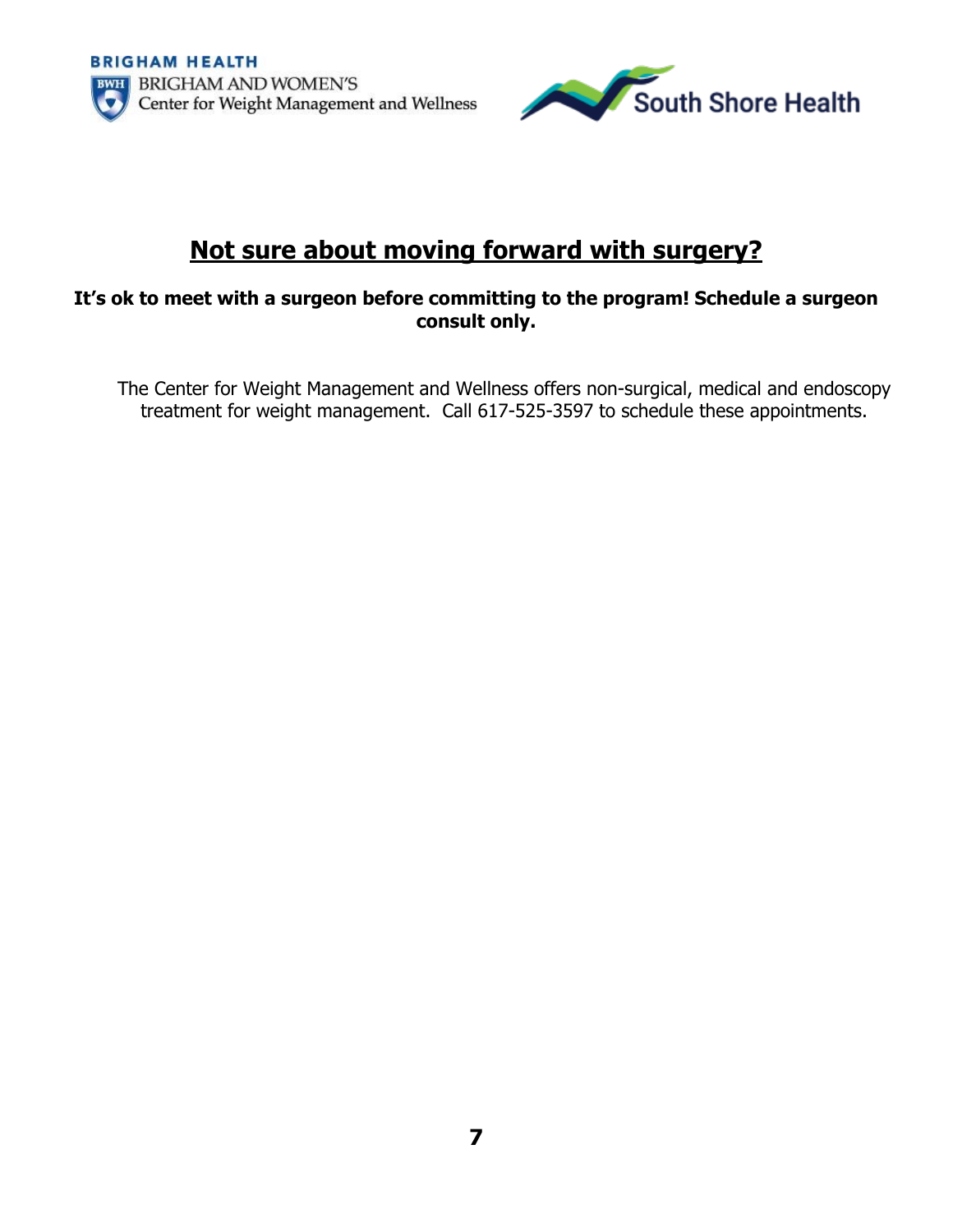# Not sure about moving forward with surgery?

**It's ok to meet with a surgeon before committing to the program! Schedule a surgeon consult only.**

The Center for Weight Management and Wellness offers non-surgical, medical and endoscopy treatment for weight management. Call 617-525-3597 to schedule these appointments.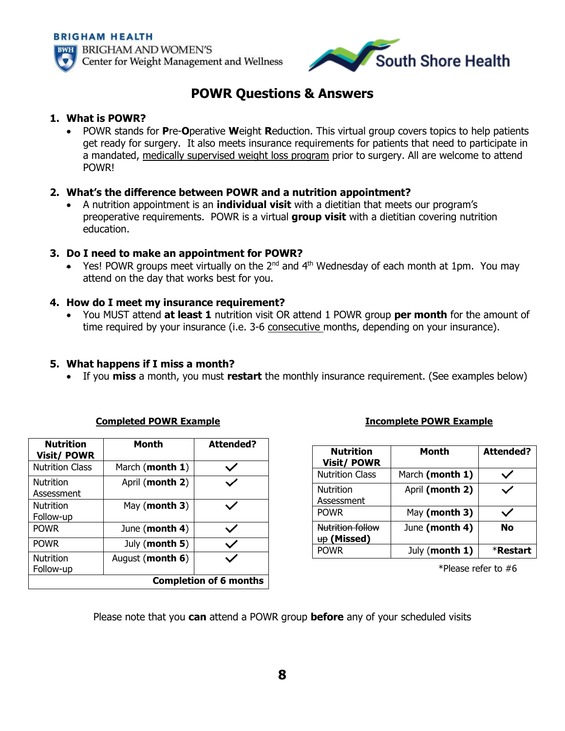BRIGHAM HEALTH
BRIGHAM AND WOMEN'S
Center for Weight Management and Wellness

South Shore Health

# POWR Questions & Answers

1. **What is POWR?**
   - POWR stands for **P**re-**O**perative **W**eight **R**eduction. This virtual group covers topics to help patients get ready for surgery. It also meets insurance requirements for patients that need to participate in a mandated, medically supervised weight loss program prior to surgery. All are welcome to attend POWR!

2. **What's the difference between POWR and a nutrition appointment?**
   - A nutrition appointment is an **individual visit** with a dietitian that meets our program's preoperative requirements. POWR is a virtual **group visit** with a dietitian covering nutrition education.

3. **Do I need to make an appointment for POWR?**
   - Yes! POWR groups meet virtually on the 2nd and 4th Wednesday of each month at 1pm. You may attend on the day that works best for you.

4. **How do I meet my insurance requirement?**
   - You MUST attend **at least 1** nutrition visit OR attend 1 POWR group **per month** for the amount of time required by your insurance (i.e. 3-6 consecutive months, depending on your insurance).

5. **What happens if I miss a month?**
   - If you **miss** a month, you must **restart** the monthly insurance requirement. (See examples below)

**Completed POWR Example**

| Nutrition Visit/ POWR | Month | Attended? |
|---|---|---|
| Nutrition Class | March (**month 1**) | ✓ |
| Nutrition Assessment | April (**month 2**) | ✓ |
| Nutrition Follow-up | May (**month 3**) | ✓ |
| POWR | June (**month 4**) | ✓ |
| POWR | July (**month 5**) | ✓ |
| Nutrition Follow-up | August (**month 6**) | ✓ |
| | | **Completion of 6 months** |

**Incomplete POWR Example**

| Nutrition Visit/ POWR | Month | Attended? |
|---|---|---|
| Nutrition Class | March **(month 1)** | ✓ |
| Nutrition Assessment | April **(month 2)** | ✓ |
| POWR | May **(month 3)** | ✓ |
| ~~Nutrition follow up~~ **(Missed)** | June **(month 4)** | **No** |
| POWR | July (**month 1**) | ***Restart** |

*Please refer to #6

Please note that you **can** attend a POWR group **before** any of your scheduled visits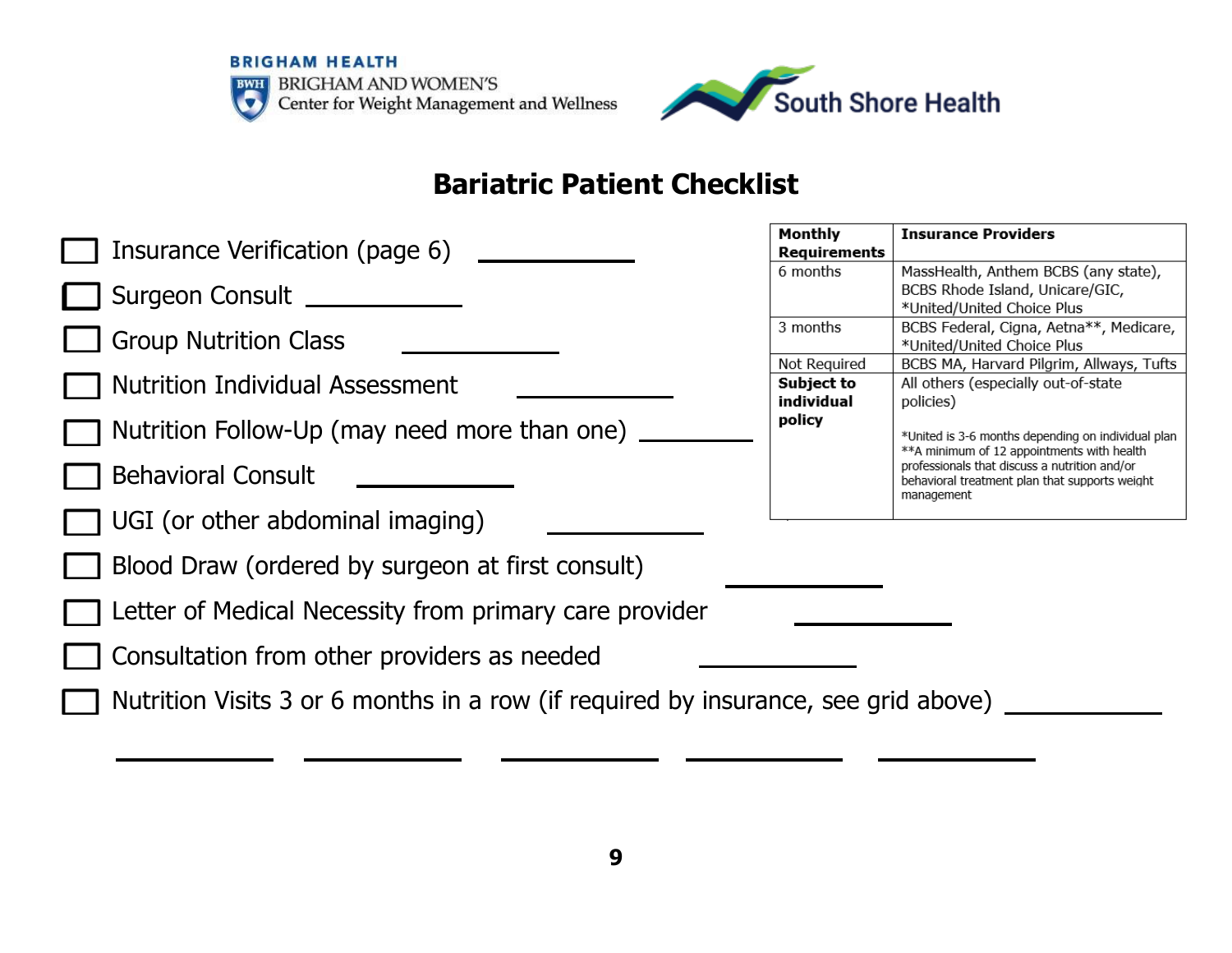BRIGHAM HEALTH
BRIGHAM AND WOMEN'S
Center for Weight Management and Wellness

South Shore Health

# Bariatric Patient Checklist

- ☐ Insurance Verification (page 6) ____________
- ☐ Surgeon Consult ____________
- ☐ Group Nutrition Class ____________
- ☐ Nutrition Individual Assessment ____________
- ☐ Nutrition Follow-Up (may need more than one) ____________
- ☐ Behavioral Consult ____________
- ☐ UGI (or other abdominal imaging) ____________
- ☐ Blood Draw (ordered by surgeon at first consult) ____________
- ☐ Letter of Medical Necessity from primary care provider ____________
- ☐ Consultation from other providers as needed ____________
- ☐ Nutrition Visits 3 or 6 months in a row (if required by insurance, see grid above) ____________

____________ ____________ ____________ ____________ ____________

| Monthly Requirements | Insurance Providers |
|---|---|
| 6 months | MassHealth, Anthem BCBS (any state), BCBS Rhode Island, Unicare/GIC, *United/United Choice Plus |
| 3 months | BCBS Federal, Cigna, Aetna**, Medicare, *United/United Choice Plus |
| Not Required | BCBS MA, Harvard Pilgrim, Allways, Tufts |
| **Subject to individual policy** | All others (especially out-of-state policies)<br><br>*United is 3-6 months depending on individual plan<br>**A minimum of 12 appointments with health professionals that discuss a nutrition and/or behavioral treatment plan that supports weight management |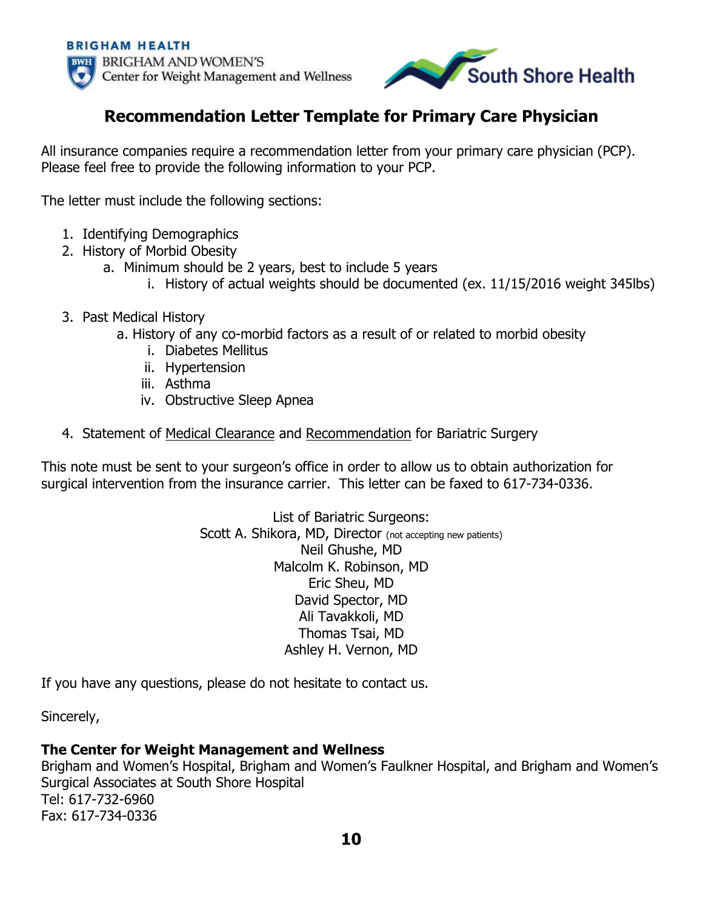BRIGHAM HEALTH
BRIGHAM AND WOMEN'S
Center for Weight Management and Wellness

South Shore Health

# Recommendation Letter Template for Primary Care Physician

All insurance companies require a recommendation letter from your primary care physician (PCP). Please feel free to provide the following information to your PCP.

The letter must include the following sections:

1. Identifying Demographics
2. History of Morbid Obesity
    a. Minimum should be 2 years, best to include 5 years
        i. History of actual weights should be documented (ex. 11/15/2016 weight 345lbs)
3. Past Medical History
    a. History of any co-morbid factors as a result of or related to morbid obesity
        i. Diabetes Mellitus
        ii. Hypertension
        iii. Asthma
        iv. Obstructive Sleep Apnea
4. Statement of <u>Medical Clearance</u> and <u>Recommendation</u> for Bariatric Surgery

This note must be sent to your surgeon's office in order to allow us to obtain authorization for surgical intervention from the insurance carrier. This letter can be faxed to 617-734-0336.

List of Bariatric Surgeons:
Scott A. Shikora, MD, Director (not accepting new patients)
Neil Ghushe, MD
Malcolm K. Robinson, MD
Eric Sheu, MD
David Spector, MD
Ali Tavakkoli, MD
Thomas Tsai, MD
Ashley H. Vernon, MD

If you have any questions, please do not hesitate to contact us.

Sincerely,

**The Center for Weight Management and Wellness**
Brigham and Women's Hospital, Brigham and Women's Faulkner Hospital, and Brigham and Women's Surgical Associates at South Shore Hospital
Tel: 617-732-6960
Fax: 617-734-0336